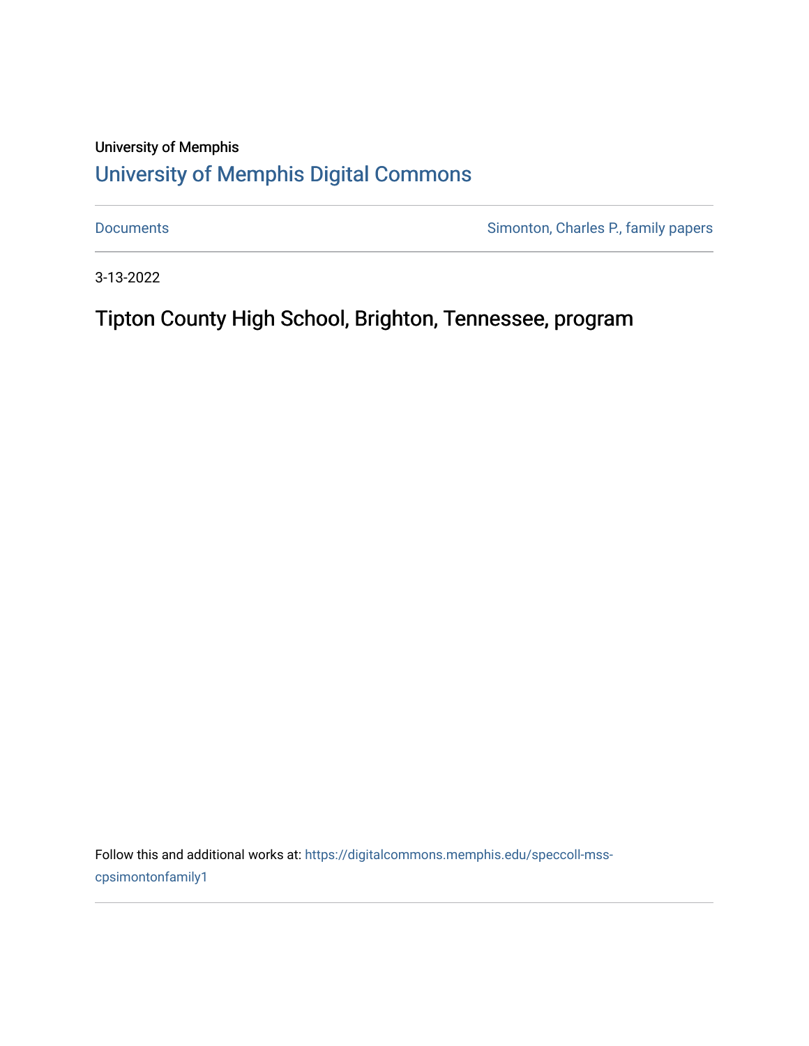University of Memphis

## University of Memphis Digital Commons

Documents | Simonton, Charles P., family papers

3-13-2022

# Tipton County High School, Brighton, Tennessee, program

Follow this and additional works at: https://digitalcommons.memphis.edu/speccoll-mss-cpsimontonfamily1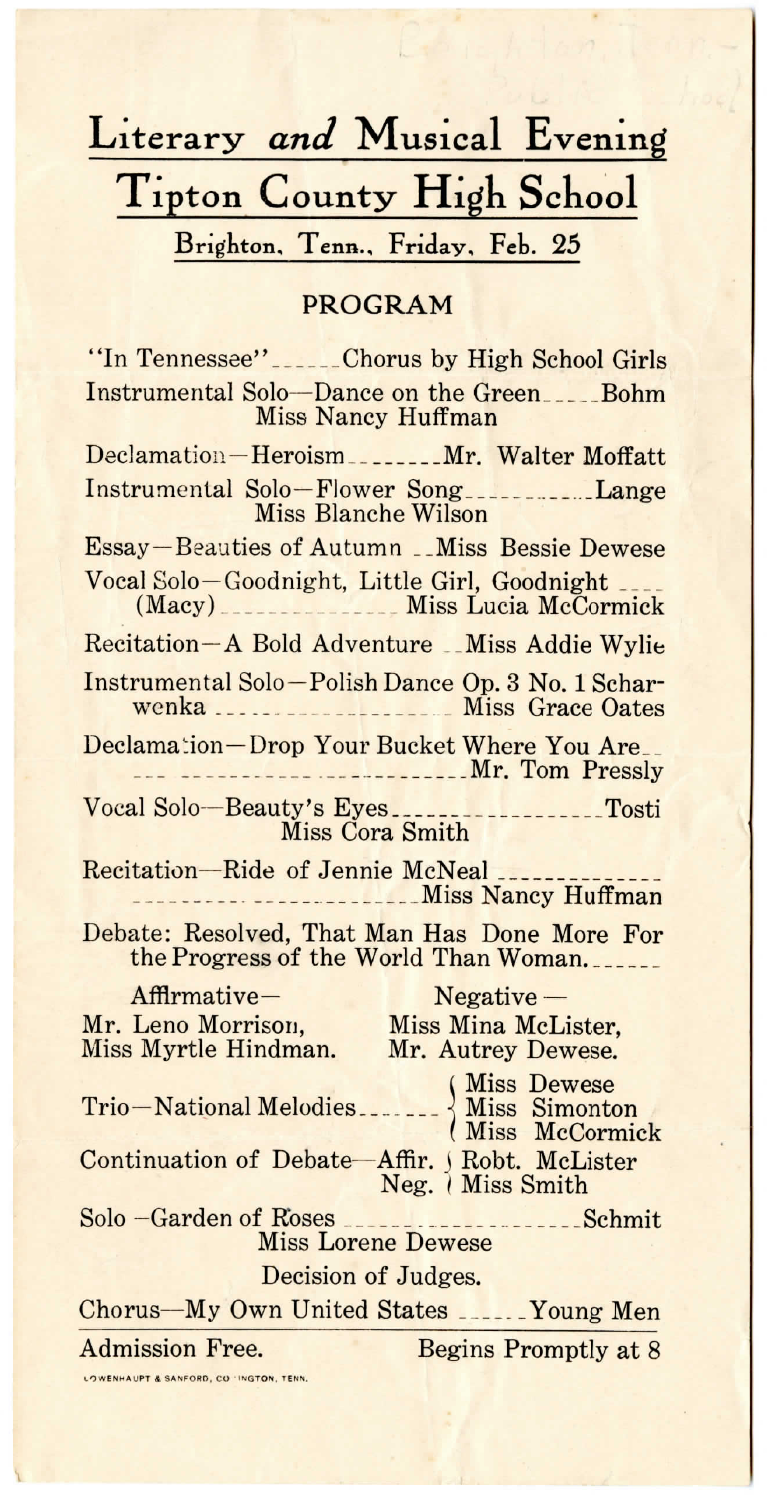# Literary *and* Musical Evening

## Tipton County High School

### Brighton, Tenn., Friday, Feb. 25

## PROGRAM

"In Tennessee"------Chorus by High School Girls

Instrumental Solo—Dance on the Green-----Bohm
Miss Nancy Huffman

Declamation—Heroism--------Mr. Walter Moffatt

Instrumental Solo—Flower Song-----------Lange
Miss Blanche Wilson

Essay—Beauties of Autumn --Miss Bessie Dewese

Vocal Solo—Goodnight, Little Girl, Goodnight ----
(Macy)-------------- Miss Lucia McCormick

Recitation—A Bold Adventure --Miss Addie Wylie

Instrumental Solo—Polish Dance Op. 3 No. 1 Scharwenka ------------------- Miss Grace Oates

Declamation—Drop Your Bucket Where You Are--
---------------------------Mr. Tom Pressly

Vocal Solo—Beauty's Eyes------------------Tosti
Miss Cora Smith

Recitation—Ride of Jennie McNeal --------------
---------------------------Miss Nancy Huffman

Debate: Resolved, That Man Has Done More For the Progress of the World Than Woman.------

| Affirmative— | Negative — |
| --- | --- |
| Mr. Leno Morrison, | Miss Mina McLister, |
| Miss Myrtle Hindman. | Mr. Autrey Dewese. |

Trio—National Melodies------- Miss Dewese, Miss Simonton, Miss McCormick

Continuation of Debate—Affir. Robt. McLister; Neg. Miss Smith

Solo—Garden of Roses -------------------Schmit
Miss Lorene Dewese

Decision of Judges.

Chorus—My Own United States ------Young Men

Admission Free. Begins Promptly at 8

LOWENHAUPT & SANFORD, CO INGTON, TENN.